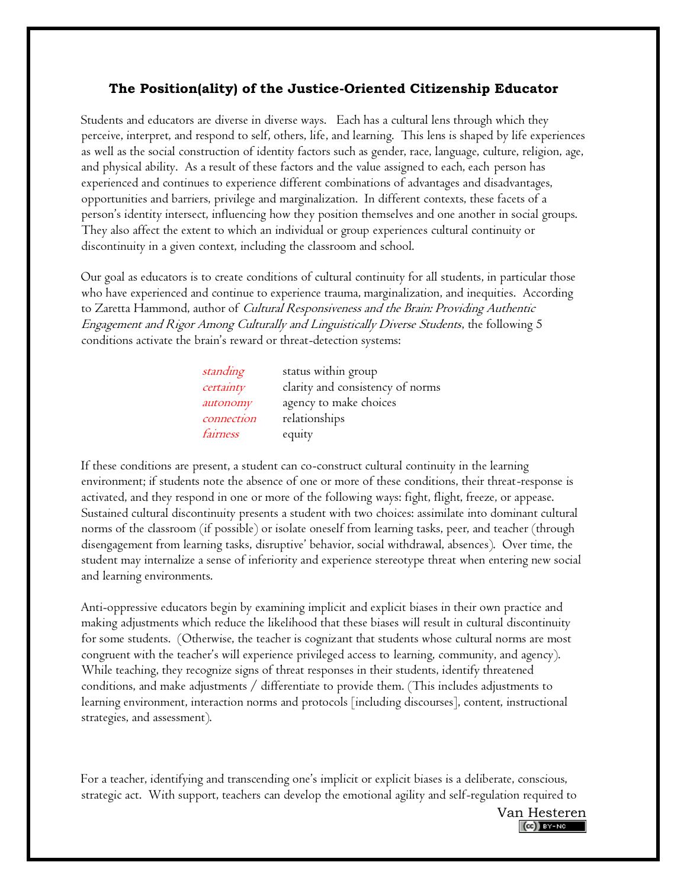## The Position(ality) of the Justice-Oriented Citizenship Educator

Students and educators are diverse in diverse ways. Each has a cultural lens through which they perceive, interpret, and respond to self, others, life, and learning. This lens is shaped by life experiences as well as the social construction of identity factors such as gender, race, language, culture, religion, age, and physical ability. As a result of these factors and the value assigned to each, each person has experienced and continues to experience different combinations of advantages and disadvantages, opportunities and barriers, privilege and marginalization. In different contexts, these facets of a person's identity intersect, influencing how they position themselves and one another in social groups. They also affect the extent to which an individual or group experiences cultural continuity or discontinuity in a given context, including the classroom and school.

Our goal as educators is to create conditions of cultural continuity for all students, in particular those who have experienced and continue to experience trauma, marginalization, and inequities. According to Zaretta Hammond, author of *Cultural Responsiveness and the Brain: Providing Authentic Engagement and Rigor Among Culturally and Linguistically Diverse Students*, the following 5 conditions activate the brain's reward or threat-detection systems:

| | |
|---|---|
| *standing* | status within group |
| *certainty* | clarity and consistency of norms |
| *autonomy* | agency to make choices |
| *connection* | relationships |
| *fairness* | equity |

If these conditions are present, a student can co-construct cultural continuity in the learning environment; if students note the absence of one or more of these conditions, their threat-response is activated, and they respond in one or more of the following ways: fight, flight, freeze, or appease. Sustained cultural discontinuity presents a student with two choices: assimilate into dominant cultural norms of the classroom (if possible) or isolate oneself from learning tasks, peer, and teacher (through disengagement from learning tasks, disruptive' behavior, social withdrawal, absences). Over time, the student may internalize a sense of inferiority and experience stereotype threat when entering new social and learning environments.

Anti-oppressive educators begin by examining implicit and explicit biases in their own practice and making adjustments which reduce the likelihood that these biases will result in cultural discontinuity for some students. (Otherwise, the teacher is cognizant that students whose cultural norms are most congruent with the teacher's will experience privileged access to learning, community, and agency). While teaching, they recognize signs of threat responses in their students, identify threatened conditions, and make adjustments / differentiate to provide them. (This includes adjustments to learning environment, interaction norms and protocols [including discourses], content, instructional strategies, and assessment).

For a teacher, identifying and transcending one's implicit or explicit biases is a deliberate, conscious, strategic act. With support, teachers can develop the emotional agility and self-regulation required to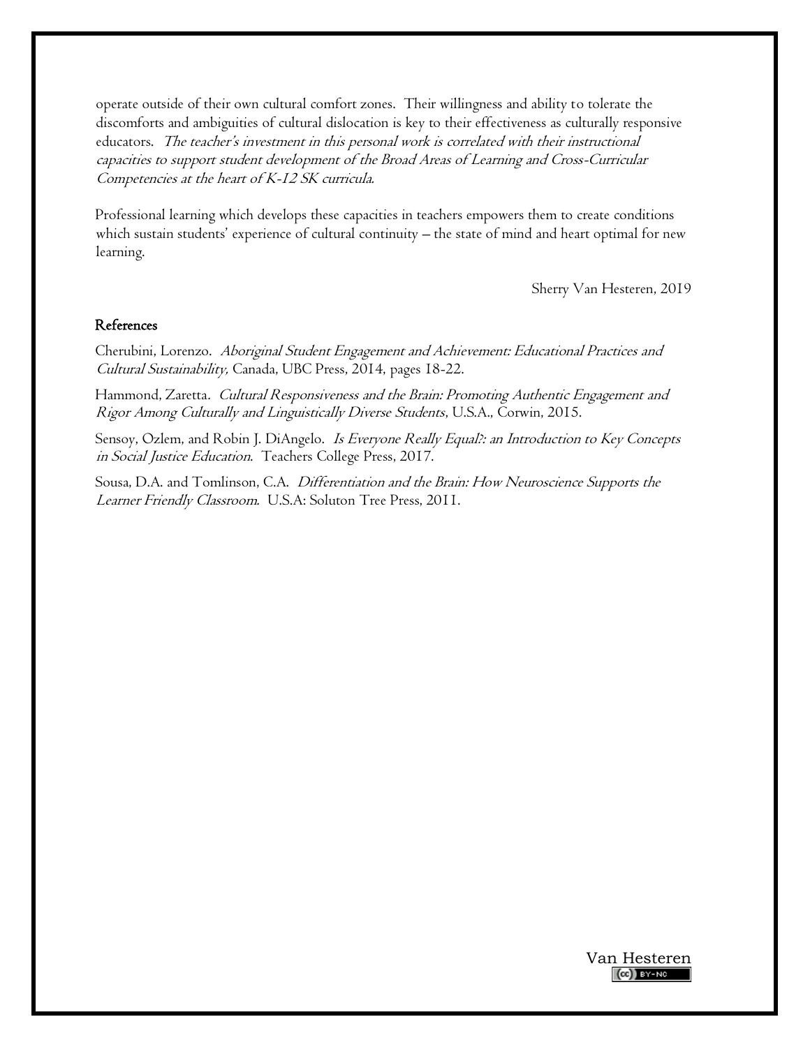operate outside of their own cultural comfort zones. Their willingness and ability to tolerate the discomforts and ambiguities of cultural dislocation is key to their effectiveness as culturally responsive educators. *The teacher's investment in this personal work is correlated with their instructional capacities to support student development of the Broad Areas of Learning and Cross-Curricular Competencies at the heart of K-12 SK curricula.*

Professional learning which develops these capacities in teachers empowers them to create conditions which sustain students' experience of cultural continuity – the state of mind and heart optimal for new learning.

Sherry Van Hesteren, 2019

## References

Cherubini, Lorenzo. *Aboriginal Student Engagement and Achievement: Educational Practices and Cultural Sustainability,* Canada, UBC Press, 2014, pages 18-22.

Hammond, Zaretta. *Cultural Responsiveness and the Brain: Promoting Authentic Engagement and Rigor Among Culturally and Linguistically Diverse Students*, U.S.A., Corwin, 2015.

Sensoy, Ozlem, and Robin J. DiAngelo. *Is Everyone Really Equal?: an Introduction to Key Concepts in Social Justice Education*. Teachers College Press, 2017.

Sousa, D.A. and Tomlinson, C.A. *Differentiation and the Brain: How Neuroscience Supports the Learner Friendly Classroom*. U.S.A: Soluton Tree Press, 2011.

Van Hesteren
(cc) BY-NC